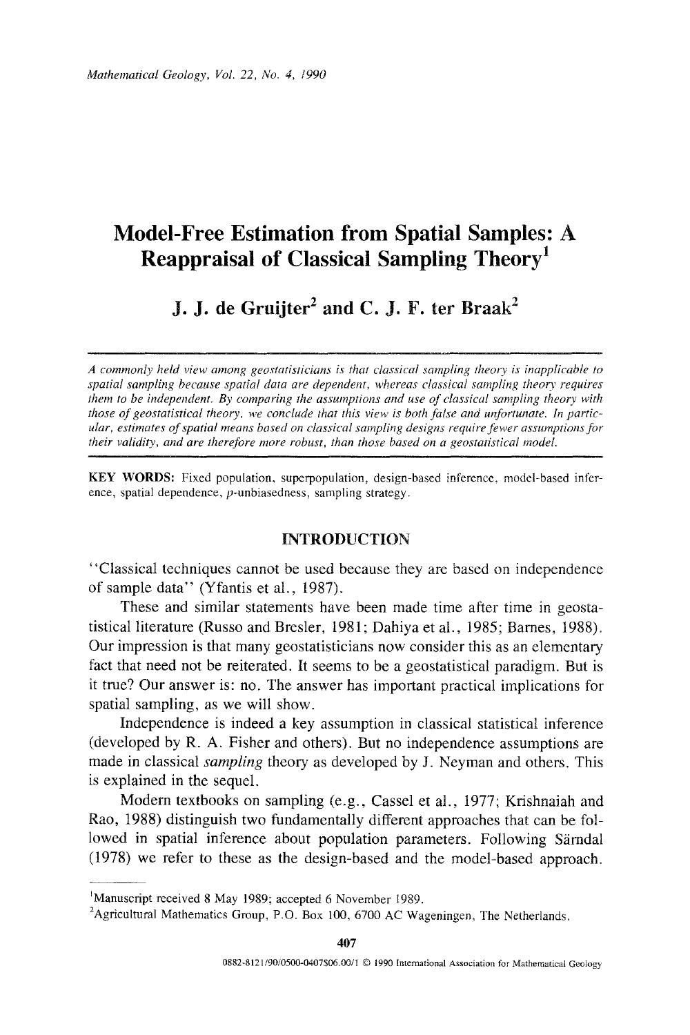# Model-Free Estimation from Spatial Samples: A Reappraisal of Classical Sampling Theory[1]

**J. J. de Gruijter[2] and C. J. F. ter Braak[2]**

*A commonly held view among geostatisticians is that classical sampling theory is inapplicable to spatial sampling because spatial data are dependent, whereas classical sampling theory requires them to be independent. By comparing the assumptions and use of classical sampling theory with those of geostatistical theory, we conclude that this view is both false and unfortunate. In particular, estimates of spatial means based on classical sampling designs require fewer assumptions for their validity, and are therefore more robust, than those based on a geostatistical model.*

**KEY WORDS:** Fixed population, superpopulation, design-based inference, model-based inference, spatial dependence, $p$-unbiasedness, sampling strategy.

## INTRODUCTION

"Classical techniques cannot be used because they are based on independence of sample data" (Yfantis et al., 1987).

These and similar statements have been made time after time in geostatistical literature (Russo and Bresler, 1981; Dahiya et al., 1985; Barnes, 1988). Our impression is that many geostatisticians now consider this as an elementary fact that need not be reiterated. It seems to be a geostatistical paradigm. But is it true? Our answer is: no. The answer has important practical implications for spatial sampling, as we will show.

Independence is indeed a key assumption in classical statistical inference (developed by R. A. Fisher and others). But no independence assumptions are made in classical *sampling* theory as developed by J. Neyman and others. This is explained in the sequel.

Modern textbooks on sampling (e.g., Cassel et al., 1977; Krishnaiah and Rao, 1988) distinguish two fundamentally different approaches that can be followed in spatial inference about population parameters. Following Särndal (1978) we refer to these as the design-based and the model-based approach.

---

[1] Manuscript received 8 May 1989; accepted 6 November 1989.

[2] Agricultural Mathematics Group, P.O. Box 100, 6700 AC Wageningen, The Netherlands.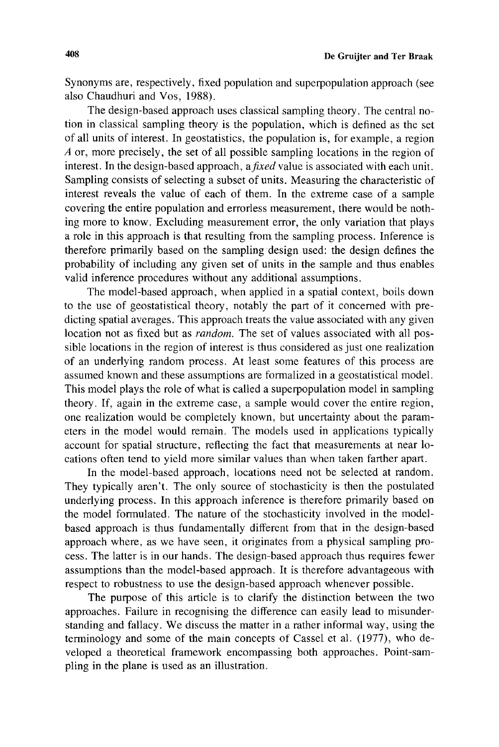Synonyms are, respectively, fixed population and superpopulation approach (see also Chaudhuri and Vos, 1988).

The design-based approach uses classical sampling theory. The central notion in classical sampling theory is the population, which is defined as the set of all units of interest. In geostatistics, the population is, for example, a region $A$ or, more precisely, the set of all possible sampling locations in the region of interest. In the design-based approach, a *fixed* value is associated with each unit. Sampling consists of selecting a subset of units. Measuring the characteristic of interest reveals the value of each of them. In the extreme case of a sample covering the entire population and errorless measurement, there would be nothing more to know. Excluding measurement error, the only variation that plays a role in this approach is that resulting from the sampling process. Inference is therefore primarily based on the sampling design used: the design defines the probability of including any given set of units in the sample and thus enables valid inference procedures without any additional assumptions.

The model-based approach, when applied in a spatial context, boils down to the use of geostatistical theory, notably the part of it concerned with predicting spatial averages. This approach treats the value associated with any given location not as fixed but as *random*. The set of values associated with all possible locations in the region of interest is thus considered as just one realization of an underlying random process. At least some features of this process are assumed known and these assumptions are formalized in a geostatistical model. This model plays the role of what is called a superpopulation model in sampling theory. If, again in the extreme case, a sample would cover the entire region, one realization would be completely known, but uncertainty about the parameters in the model would remain. The models used in applications typically account for spatial structure, reflecting the fact that measurements at near locations often tend to yield more similar values than when taken farther apart.

In the model-based approach, locations need not be selected at random. They typically aren't. The only source of stochasticity is then the postulated underlying process. In this approach inference is therefore primarily based on the model formulated. The nature of the stochasticity involved in the model-based approach is thus fundamentally different from that in the design-based approach where, as we have seen, it originates from a physical sampling process. The latter is in our hands. The design-based approach thus requires fewer assumptions than the model-based approach. It is therefore advantageous with respect to robustness to use the design-based approach whenever possible.

The purpose of this article is to clarify the distinction between the two approaches. Failure in recognising the difference can easily lead to misunderstanding and fallacy. We discuss the matter in a rather informal way, using the terminology and some of the main concepts of Cassel et al. (1977), who developed a theoretical framework encompassing both approaches. Point-sampling in the plane is used as an illustration.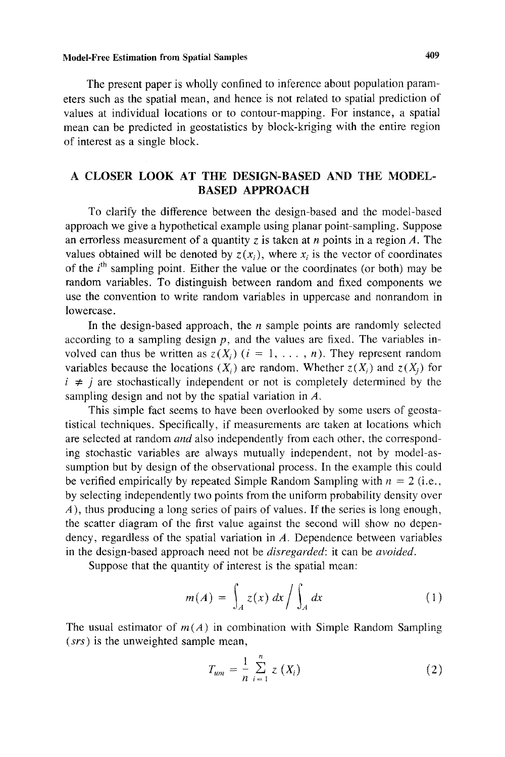The present paper is wholly confined to inference about population parameters such as the spatial mean, and hence is not related to spatial prediction of values at individual locations or to contour-mapping. For instance, a spatial mean can be predicted in geostatistics by block-kriging with the entire region of interest as a single block.

## A CLOSER LOOK AT THE DESIGN-BASED AND THE MODEL-BASED APPROACH

To clarify the difference between the design-based and the model-based approach we give a hypothetical example using planar point-sampling. Suppose an errorless measurement of a quantity $z$ is taken at $n$ points in a region $A$. The values obtained will be denoted by $z(x_i)$, where $x_i$ is the vector of coordinates of the $i^{\text{th}}$ sampling point. Either the value or the coordinates (or both) may be random variables. To distinguish between random and fixed components we use the convention to write random variables in uppercase and nonrandom in lowercase.

In the design-based approach, the $n$ sample points are randomly selected according to a sampling design $p$, and the values are fixed. The variables involved can thus be written as $z(X_i)$ $(i = 1, \ldots, n)$. They represent random variables because the locations $(X_i)$ are random. Whether $z(X_i)$ and $z(X_j)$ for $i \neq j$ are stochastically independent or not is completely determined by the sampling design and not by the spatial variation in $A$.

This simple fact seems to have been overlooked by some users of geostatistical techniques. Specifically, if measurements are taken at locations which are selected at random *and* also independently from each other, the corresponding stochastic variables are always mutually independent, not by model-assumption but by design of the observational process. In the example this could be verified empirically by repeated Simple Random Sampling with $n = 2$ (i.e., by selecting independently two points from the uniform probability density over $A$), thus producing a long series of pairs of values. If the series is long enough, the scatter diagram of the first value against the second will show no dependency, regardless of the spatial variation in $A$. Dependence between variables in the design-based approach need not be *disregarded*: it can be *avoided*.

Suppose that the quantity of interest is the spatial mean:

$$m(A) = \int_A z(x)\, dx \Big/ \int_A dx \tag{1}$$

The usual estimator of $m(A)$ in combination with Simple Random Sampling (*srs*) is the unweighted sample mean,

$$T_{um} = \frac{1}{n} \sum_{i=1}^{n} z(X_i) \tag{2}$$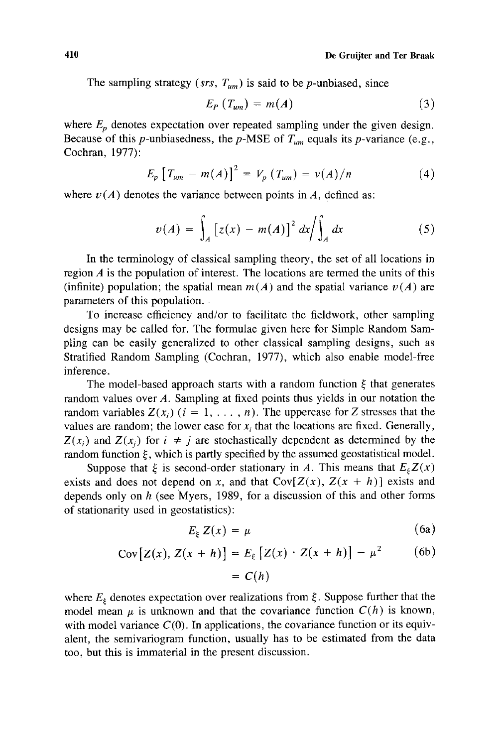The sampling strategy $(srs, T_{um})$ is said to be $p$-unbiased, since

$$E_P(T_{um}) = m(A) \tag{3}$$

where $E_p$ denotes expectation over repeated sampling under the given design. Because of this $p$-unbiasedness, the $p$-MSE of $T_{um}$ equals its $p$-variance (e.g., Cochran, 1977):

$$E_p\left[T_{um} - m(A)\right]^2 = V_p(T_{um}) = v(A)/n \tag{4}$$

where $v(A)$ denotes the variance between points in $A$, defined as:

$$v(A) = \int_A \left[z(x) - m(A)\right]^2 dx \Big/ \int_A dx \tag{5}$$

In the terminology of classical sampling theory, the set of all locations in region $A$ is the population of interest. The locations are termed the units of this (infinite) population; the spatial mean $m(A)$ and the spatial variance $v(A)$ are parameters of this population.

To increase efficiency and/or to facilitate the fieldwork, other sampling designs may be called for. The formulae given here for Simple Random Sampling can be easily generalized to other classical sampling designs, such as Stratified Random Sampling (Cochran, 1977), which also enable model-free inference.

The model-based approach starts with a random function $\xi$ that generates random values over $A$. Sampling at fixed points thus yields in our notation the random variables $Z(x_i)$ $(i = 1, \ldots, n)$. The uppercase for $Z$ stresses that the values are random; the lower case for $x_i$ that the locations are fixed. Generally, $Z(x_i)$ and $Z(x_j)$ for $i \neq j$ are stochastically dependent as determined by the random function $\xi$, which is partly specified by the assumed geostatistical model.

Suppose that $\xi$ is second-order stationary in $A$. This means that $E_\xi Z(x)$ exists and does not depend on $x$, and that $\text{Cov}[Z(x), Z(x + h)]$ exists and depends only on $h$ (see Myers, 1989, for a discussion of this and other forms of stationarity used in geostatistics):

$$E_\xi Z(x) = \mu \tag{6a}$$

$$\begin{aligned} \text{Cov}\left[Z(x), Z(x + h)\right] &= E_\xi\left[Z(x) \cdot Z(x + h)\right] - \mu^2 \\ &= C(h) \end{aligned} \tag{6b}$$

where $E_\xi$ denotes expectation over realizations from $\xi$. Suppose further that the model mean $\mu$ is unknown and that the covariance function $C(h)$ is known, with model variance $C(0)$. In applications, the covariance function or its equivalent, the semivariogram function, usually has to be estimated from the data too, but this is immaterial in the present discussion.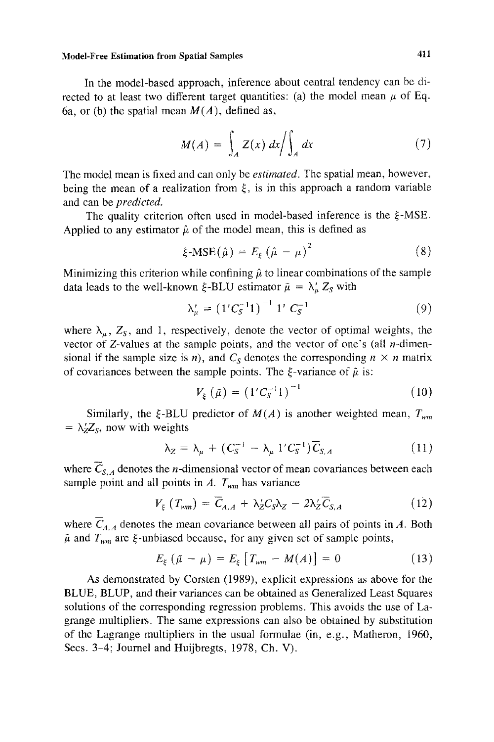In the model-based approach, inference about central tendency can be directed to at least two different target quantities: (a) the model mean $\mu$ of Eq. 6a, or (b) the spatial mean $M(A)$, defined as,

$$M(A) = \int_A Z(x)\, dx \Big/ \int_A dx \tag{7}$$

The model mean is fixed and can only be *estimated*. The spatial mean, however, being the mean of a realization from $\xi$, is in this approach a random variable and can be *predicted*.

The quality criterion often used in model-based inference is the $\xi$-MSE. Applied to any estimator $\hat{\mu}$ of the model mean, this is defined as

$$\xi\text{-MSE}(\hat{\mu}) = E_\xi\, (\hat{\mu} - \mu)^2 \tag{8}$$

Minimizing this criterion while confining $\hat{\mu}$ to linear combinations of the sample data leads to the well-known $\xi$-BLU estimator $\tilde{\mu} = \lambda_\mu' Z_S$ with

$$\lambda_\mu' = (1' C_S^{-1} 1)^{-1}\, 1'\, C_S^{-1} \tag{9}$$

where $\lambda_\mu$, $Z_S$, and $1$, respectively, denote the vector of optimal weights, the vector of $Z$-values at the sample points, and the vector of one's (all $n$-dimensional if the sample size is $n$), and $C_S$ denotes the corresponding $n \times n$ matrix of covariances between the sample points. The $\xi$-variance of $\tilde{\mu}$ is:

$$V_\xi\, (\tilde{\mu}) = (1' C_S^{-1} 1)^{-1} \tag{10}$$

Similarly, the $\xi$-BLU predictor of $M(A)$ is another weighted mean, $T_{wm} = \lambda_Z' Z_S$, now with weights

$$\lambda_Z = \lambda_\mu + (C_S^{-1} - \lambda_\mu\, 1' C_S^{-1}) \overline{C}_{S,A} \tag{11}$$

where $\overline{C}_{S,A}$ denotes the $n$-dimensional vector of mean covariances between each sample point and all points in $A$. $T_{wm}$ has variance

$$V_\xi\, (T_{wm}) = \overline{C}_{A,A} + \lambda_Z' C_S \lambda_Z - 2\lambda_Z' \overline{C}_{S,A} \tag{12}$$

where $\overline{C}_{A,A}$ denotes the mean covariance between all pairs of points in $A$. Both $\tilde{\mu}$ and $T_{wm}$ are $\xi$-unbiased because, for any given set of sample points,

$$E_\xi\, (\tilde{\mu} - \mu) = E_\xi \left[ T_{wm} - M(A) \right] = 0 \tag{13}$$

As demonstrated by Corsten (1989), explicit expressions as above for the BLUE, BLUP, and their variances can be obtained as Generalized Least Squares solutions of the corresponding regression problems. This avoids the use of Lagrange multipliers. The same expressions can also be obtained by substitution of the Lagrange multipliers in the usual formulae (in, e.g., Matheron, 1960, Secs. 3–4; Journel and Huijbregts, 1978, Ch. V).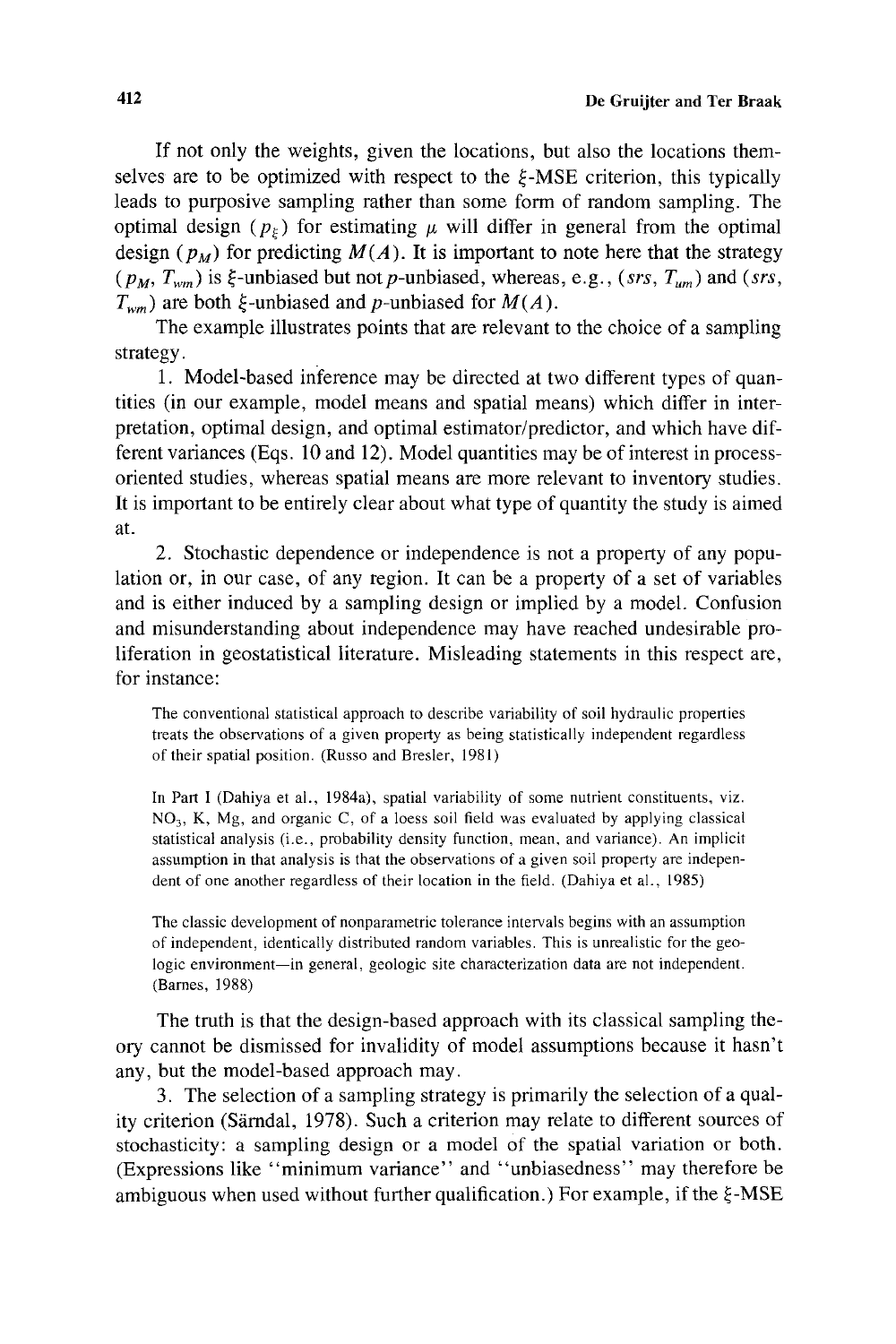If not only the weights, given the locations, but also the locations themselves are to be optimized with respect to the $\xi$-MSE criterion, this typically leads to purposive sampling rather than some form of random sampling. The optimal design ($p_\xi$) for estimating $\mu$ will differ in general from the optimal design ($p_M$) for predicting $M(A)$. It is important to note here that the strategy ($p_M$, $T_{wm}$) is $\xi$-unbiased but not $p$-unbiased, whereas, e.g., ($srs$, $T_{um}$) and ($srs$, $T_{wm}$) are both $\xi$-unbiased and $p$-unbiased for $M(A)$.

The example illustrates points that are relevant to the choice of a sampling strategy.

1. Model-based inference may be directed at two different types of quantities (in our example, model means and spatial means) which differ in interpretation, optimal design, and optimal estimator/predictor, and which have different variances (Eqs. 10 and 12). Model quantities may be of interest in process-oriented studies, whereas spatial means are more relevant to inventory studies. It is important to be entirely clear about what type of quantity the study is aimed at.

2. Stochastic dependence or independence is not a property of any population or, in our case, of any region. It can be a property of a set of variables and is either induced by a sampling design or implied by a model. Confusion and misunderstanding about independence may have reached undesirable proliferation in geostatistical literature. Misleading statements in this respect are, for instance:

> The conventional statistical approach to describe variability of soil hydraulic properties treats the observations of a given property as being statistically independent regardless of their spatial position. (Russo and Bresler, 1981)

> In Part I (Dahiya et al., 1984a), spatial variability of some nutrient constituents, viz. $NO_3$, K, Mg, and organic C, of a loess soil field was evaluated by applying classical statistical analysis (i.e., probability density function, mean, and variance). An implicit assumption in that analysis is that the observations of a given soil property are independent of one another regardless of their location in the field. (Dahiya et al., 1985)

> The classic development of nonparametric tolerance intervals begins with an assumption of independent, identically distributed random variables. This is unrealistic for the geologic environment—in general, geologic site characterization data are not independent. (Barnes, 1988)

The truth is that the design-based approach with its classical sampling theory cannot be dismissed for invalidity of model assumptions because it hasn't any, but the model-based approach may.

3. The selection of a sampling strategy is primarily the selection of a quality criterion (Särndal, 1978). Such a criterion may relate to different sources of stochasticity: a sampling design or a model of the spatial variation or both. (Expressions like "minimum variance" and "unbiasedness" may therefore be ambiguous when used without further qualification.) For example, if the $\xi$-MSE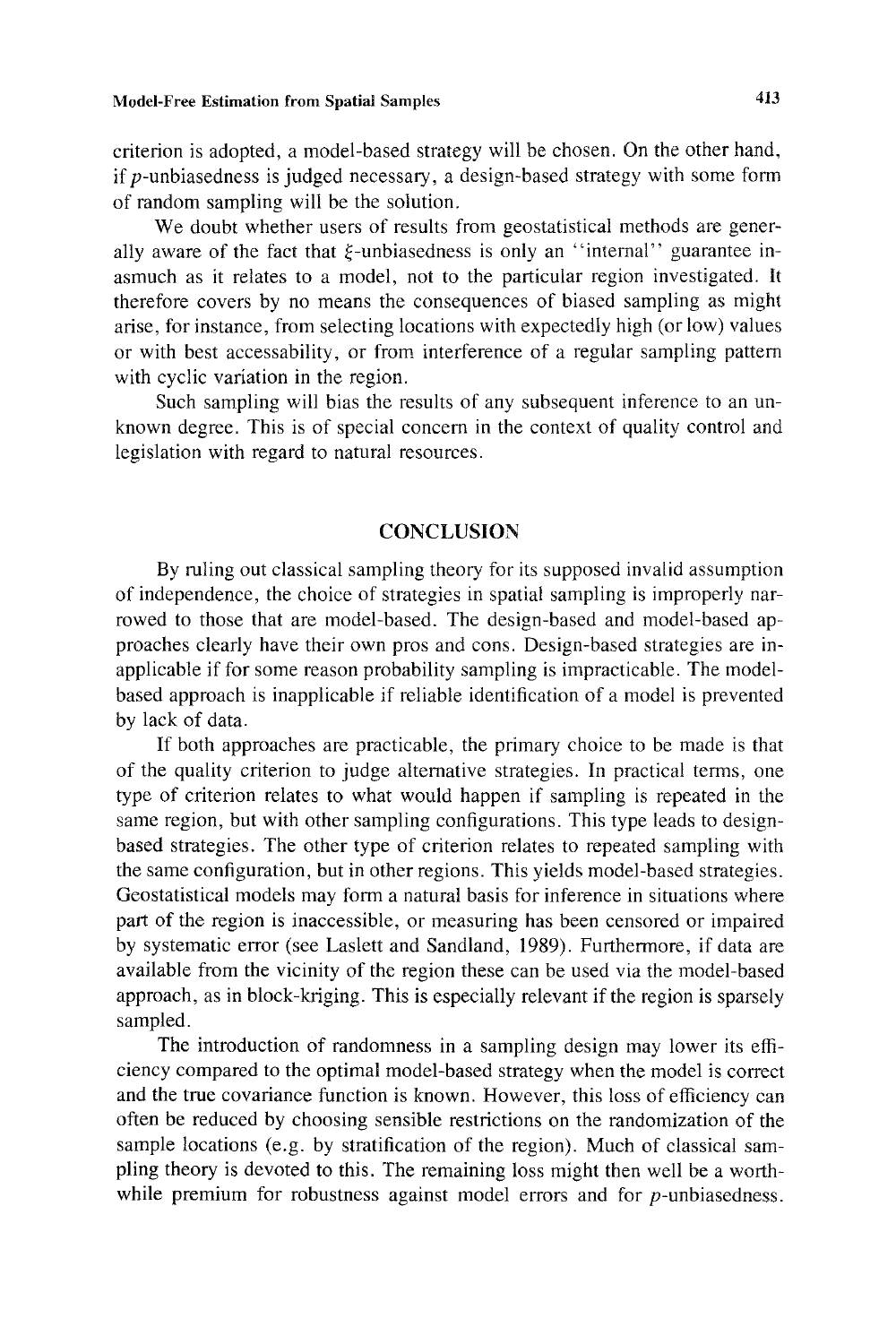criterion is adopted, a model-based strategy will be chosen. On the other hand, if $p$-unbiasedness is judged necessary, a design-based strategy with some form of random sampling will be the solution.

We doubt whether users of results from geostatistical methods are generally aware of the fact that $\xi$-unbiasedness is only an "internal" guarantee inasmuch as it relates to a model, not to the particular region investigated. It therefore covers by no means the consequences of biased sampling as might arise, for instance, from selecting locations with expectedly high (or low) values or with best accessability, or from interference of a regular sampling pattern with cyclic variation in the region.

Such sampling will bias the results of any subsequent inference to an unknown degree. This is of special concern in the context of quality control and legislation with regard to natural resources.

## CONCLUSION

By ruling out classical sampling theory for its supposed invalid assumption of independence, the choice of strategies in spatial sampling is improperly narrowed to those that are model-based. The design-based and model-based approaches clearly have their own pros and cons. Design-based strategies are inapplicable if for some reason probability sampling is impracticable. The model-based approach is inapplicable if reliable identification of a model is prevented by lack of data.

If both approaches are practicable, the primary choice to be made is that of the quality criterion to judge alternative strategies. In practical terms, one type of criterion relates to what would happen if sampling is repeated in the same region, but with other sampling configurations. This type leads to design-based strategies. The other type of criterion relates to repeated sampling with the same configuration, but in other regions. This yields model-based strategies. Geostatistical models may form a natural basis for inference in situations where part of the region is inaccessible, or measuring has been censored or impaired by systematic error (see Laslett and Sandland, 1989). Furthermore, if data are available from the vicinity of the region these can be used via the model-based approach, as in block-kriging. This is especially relevant if the region is sparsely sampled.

The introduction of randomness in a sampling design may lower its efficiency compared to the optimal model-based strategy when the model is correct and the true covariance function is known. However, this loss of efficiency can often be reduced by choosing sensible restrictions on the randomization of the sample locations (e.g. by stratification of the region). Much of classical sampling theory is devoted to this. The remaining loss might then well be a worthwhile premium for robustness against model errors and for $p$-unbiasedness.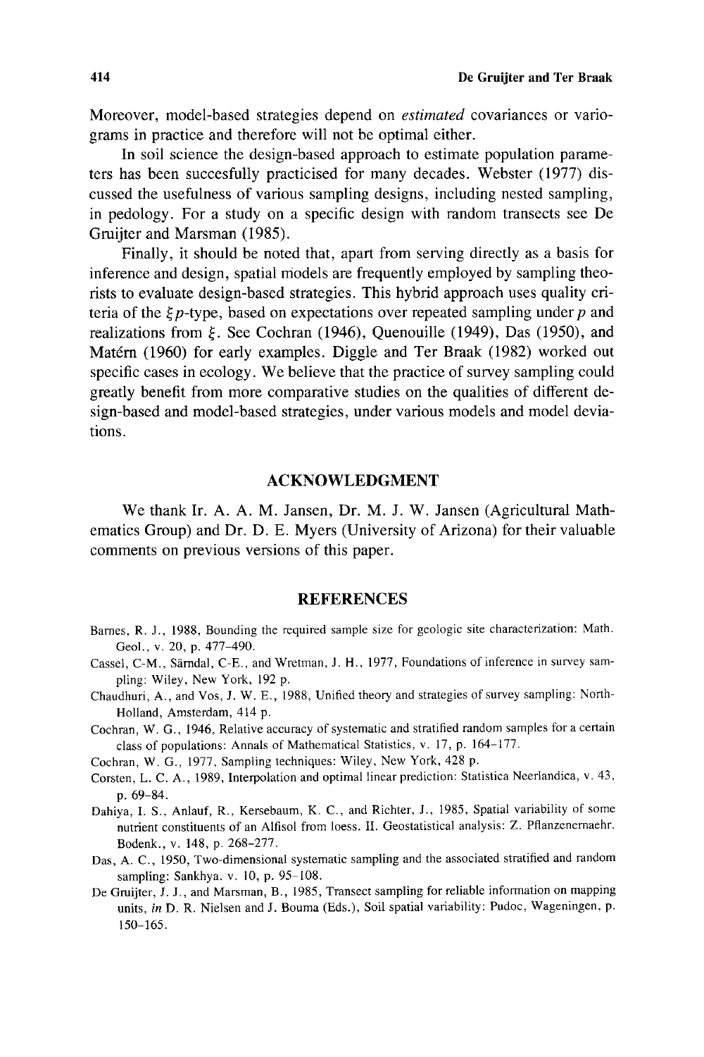Moreover, model-based strategies depend on *estimated* covariances or variograms in practice and therefore will not be optimal either.

In soil science the design-based approach to estimate population parameters has been succesfully practicised for many decades. Webster (1977) discussed the usefulness of various sampling designs, including nested sampling, in pedology. For a study on a specific design with random transects see De Gruijter and Marsman (1985).

Finally, it should be noted that, apart from serving directly as a basis for inference and design, spatial models are frequently employed by sampling theorists to evaluate design-based strategies. This hybrid approach uses quality criteria of the $\xi p$-type, based on expectations over repeated sampling under $p$ and realizations from $\xi$. See Cochran (1946), Quenouille (1949), Das (1950), and Matérn (1960) for early examples. Diggle and Ter Braak (1982) worked out specific cases in ecology. We believe that the practice of survey sampling could greatly benefit from more comparative studies on the qualities of different design-based and model-based strategies, under various models and model deviations.

## ACKNOWLEDGMENT

We thank Ir. A. A. M. Jansen, Dr. M. J. W. Jansen (Agricultural Mathematics Group) and Dr. D. E. Myers (University of Arizona) for their valuable comments on previous versions of this paper.

## REFERENCES

Barnes, R. J., 1988, Bounding the required sample size for geologic site characterization: Math. Geol., v. 20, p. 477–490.

Cassel, C-M., Särndal, C-E., and Wretman, J. H., 1977, Foundations of inference in survey sampling: Wiley, New York, 192 p.

Chaudhuri, A., and Vos, J. W. E., 1988, Unified theory and strategies of survey sampling: North-Holland, Amsterdam, 414 p.

Cochran, W. G., 1946, Relative accuracy of systematic and stratified random samples for a certain class of populations: Annals of Mathematical Statistics, v. 17, p. 164–177.

Cochran, W. G., 1977, Sampling techniques: Wiley, New York, 428 p.

Corsten, L. C. A., 1989, Interpolation and optimal linear prediction: Statistica Neerlandica, v. 43, p. 69–84.

Dahiya, I. S., Anlauf, R., Kersebaum, K. C., and Richter, J., 1985, Spatial variability of some nutrient constituents of an Alfisol from loess. II. Geostatistical analysis: Z. Pflanzenernaehr. Bodenk., v. 148, p. 268–277.

Das, A. C., 1950, Two-dimensional systematic sampling and the associated stratified and random sampling: Sankhya. v. 10, p. 95–108.

De Gruijter, J. J., and Marsman, B., 1985, Transect sampling for reliable information on mapping units, *in* D. R. Nielsen and J. Bouma (Eds.), Soil spatial variability: Pudoc, Wageningen, p. 150–165.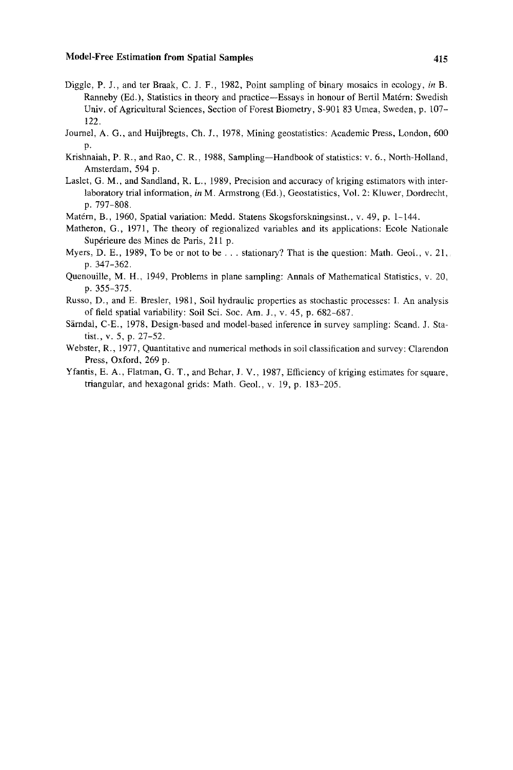Diggle, P. J., and ter Braak, C. J. F., 1982, Point sampling of binary mosaics in ecology, *in* B. Ranneby (Ed.), Statistics in theory and practice—Essays in honour of Bertil Matérn: Swedish Univ. of Agricultural Sciences, Section of Forest Biometry, S-901 83 Umea, Sweden, p. 107–122.

Journel, A. G., and Huijbregts, Ch. J., 1978, Mining geostatistics: Academic Press, London, 600 p.

Krishnaiah, P. R., and Rao, C. R., 1988, Sampling—Handbook of statistics: v. 6., North-Holland, Amsterdam, 594 p.

Laslet, G. M., and Sandland, R. L., 1989, Precision and accuracy of kriging estimators with inter-laboratory trial information, *in* M. Armstrong (Ed.), Geostatistics, Vol. 2: Kluwer, Dordrecht, p. 797–808.

Matérn, B., 1960, Spatial variation: Medd. Statens Skogsforskningsinst., v. 49, p. 1–144.

Matheron, G., 1971, The theory of regionalized variables and its applications: Ecole Nationale Supérieure des Mines de Paris, 211 p.

Myers, D. E., 1989, To be or not to be . . . stationary? That is the question: Math. Geol., v. 21, p. 347–362.

Quenouille, M. H., 1949, Problems in plane sampling: Annals of Mathematical Statistics, v. 20, p. 355–375.

Russo, D., and E. Bresler, 1981, Soil hydraulic properties as stochastic processes: I. An analysis of field spatial variability: Soil Sci. Soc. Am. J., v. 45, p. 682–687.

Särndal, C-E., 1978, Design-based and model-based inference in survey sampling: Scand. J. Statist., v. 5, p. 27–52.

Webster, R., 1977, Quantitative and numerical methods in soil classification and survey: Clarendon Press, Oxford, 269 p.

Yfantis, E. A., Flatman, G. T., and Behar, J. V., 1987, Efficiency of kriging estimates for square, triangular, and hexagonal grids: Math. Geol., v. 19, p. 183–205.